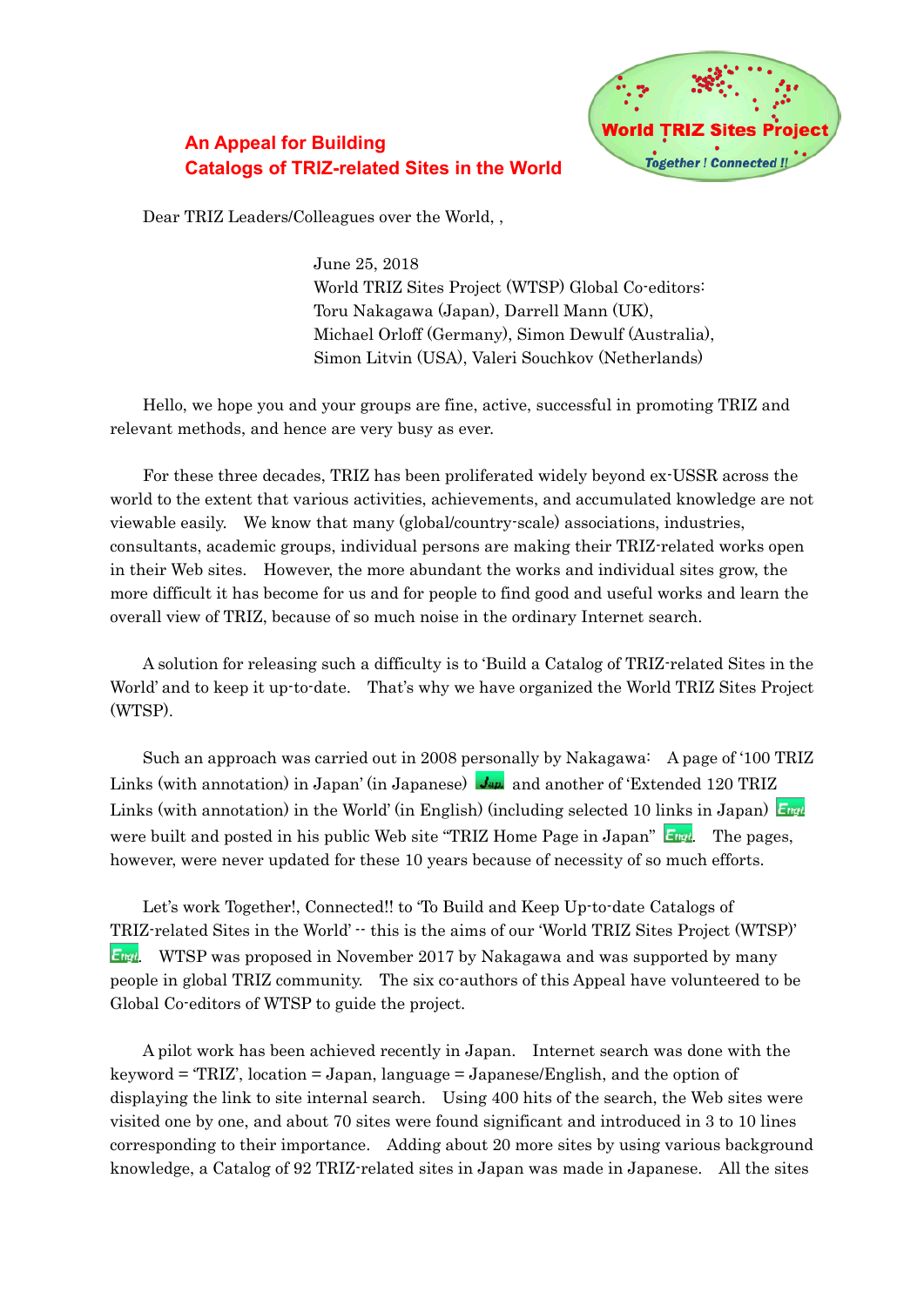# An Appeal for Building Catalogs of TRIZ-related Sites in the World

World TRIZ Sites Project

Together ! Connected !!

Dear TRIZ Leaders/Colleagues over the World, ,

June 25, 2018
World TRIZ Sites Project (WTSP) Global Co-editors:
Toru Nakagawa (Japan), Darrell Mann (UK),
Michael Orloff (Germany), Simon Dewulf (Australia),
Simon Litvin (USA), Valeri Souchkov (Netherlands)

Hello, we hope you and your groups are fine, active, successful in promoting TRIZ and relevant methods, and hence are very busy as ever.

For these three decades, TRIZ has been proliferated widely beyond ex-USSR across the world to the extent that various activities, achievements, and accumulated knowledge are not viewable easily. We know that many (global/country-scale) associations, industries, consultants, academic groups, individual persons are making their TRIZ-related works open in their Web sites. However, the more abundant the works and individual sites grow, the more difficult it has become for us and for people to find good and useful works and learn the overall view of TRIZ, because of so much noise in the ordinary Internet search.

A solution for releasing such a difficulty is to 'Build a Catalog of TRIZ-related Sites in the World' and to keep it up-to-date. That's why we have organized the World TRIZ Sites Project (WTSP).

Such an approach was carried out in 2008 personally by Nakagawa: A page of '100 TRIZ Links (with annotation) in Japan' (in Japanese) Jap. and another of 'Extended 120 TRIZ Links (with annotation) in the World' (in English) (including selected 10 links in Japan) Engl. were built and posted in his public Web site "TRIZ Home Page in Japan" Engl. The pages, however, were never updated for these 10 years because of necessity of so much efforts.

Let's work Together!, Connected!! to 'To Build and Keep Up-to-date Catalogs of TRIZ-related Sites in the World' -- this is the aims of our 'World TRIZ Sites Project (WTSP)' Engl. WTSP was proposed in November 2017 by Nakagawa and was supported by many people in global TRIZ community. The six co-authors of this Appeal have volunteered to be Global Co-editors of WTSP to guide the project.

A pilot work has been achieved recently in Japan. Internet search was done with the keyword = 'TRIZ', location = Japan, language = Japanese/English, and the option of displaying the link to site internal search. Using 400 hits of the search, the Web sites were visited one by one, and about 70 sites were found significant and introduced in 3 to 10 lines corresponding to their importance. Adding about 20 more sites by using various background knowledge, a Catalog of 92 TRIZ-related sites in Japan was made in Japanese. All the sites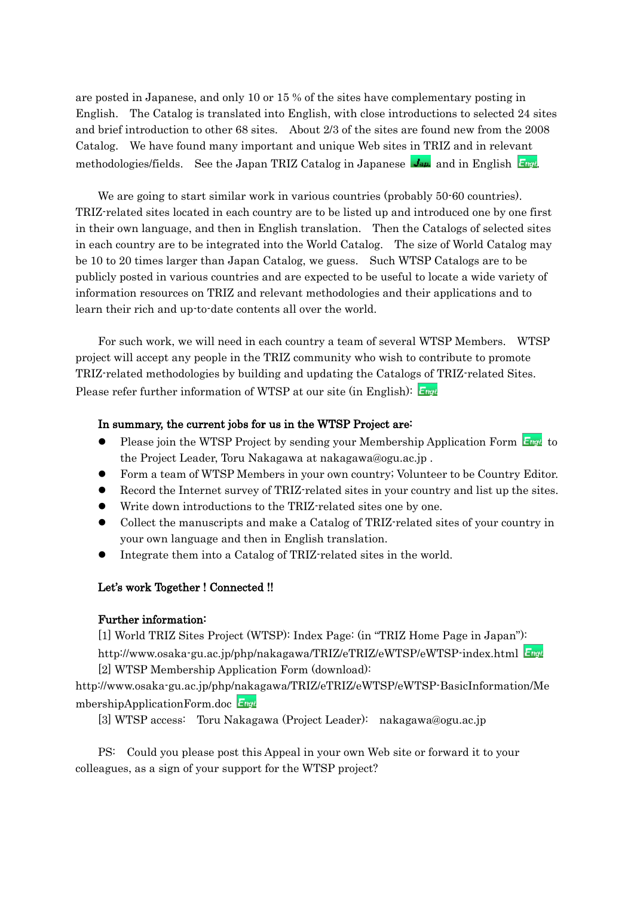are posted in Japanese, and only 10 or 15 % of the sites have complementary posting in English. The Catalog is translated into English, with close introductions to selected 24 sites and brief introduction to other 68 sites. About 2/3 of the sites are found new from the 2008 Catalog. We have found many important and unique Web sites in TRIZ and in relevant methodologies/fields. See the Japan TRIZ Catalog in Japanese Jap. and in English Engl.

We are going to start similar work in various countries (probably 50-60 countries). TRIZ-related sites located in each country are to be listed up and introduced one by one first in their own language, and then in English translation. Then the Catalogs of selected sites in each country are to be integrated into the World Catalog. The size of World Catalog may be 10 to 20 times larger than Japan Catalog, we guess. Such WTSP Catalogs are to be publicly posted in various countries and are expected to be useful to locate a wide variety of information resources on TRIZ and relevant methodologies and their applications and to learn their rich and up-to-date contents all over the world.

For such work, we will need in each country a team of several WTSP Members. WTSP project will accept any people in the TRIZ community who wish to contribute to promote TRIZ-related methodologies by building and updating the Catalogs of TRIZ-related Sites. Please refer further information of WTSP at our site (in English): Engl.

**In summary, the current jobs for us in the WTSP Project are:**

- Please join the WTSP Project by sending your Membership Application Form Engl. to the Project Leader, Toru Nakagawa at nakagawa@ogu.ac.jp .
- Form a team of WTSP Members in your own country; Volunteer to be Country Editor.
- Record the Internet survey of TRIZ-related sites in your country and list up the sites.
- Write down introductions to the TRIZ-related sites one by one.
- Collect the manuscripts and make a Catalog of TRIZ-related sites of your country in your own language and then in English translation.
- Integrate them into a Catalog of TRIZ-related sites in the world.

**Let's work Together ! Connected !!**

**Further information:**

[1] World TRIZ Sites Project (WTSP): Index Page: (in "TRIZ Home Page in Japan"):
http://www.osaka-gu.ac.jp/php/nakagawa/TRIZ/eTRIZ/eWTSP/eWTSP-index.html Engl.

[2] WTSP Membership Application Form (download):
http://www.osaka-gu.ac.jp/php/nakagawa/TRIZ/eTRIZ/eWTSP/eWTSP-BasicInformation/MembershipApplicationForm.doc Engl.

[3] WTSP access: Toru Nakagawa (Project Leader): nakagawa@ogu.ac.jp

PS: Could you please post this Appeal in your own Web site or forward it to your colleagues, as a sign of your support for the WTSP project?